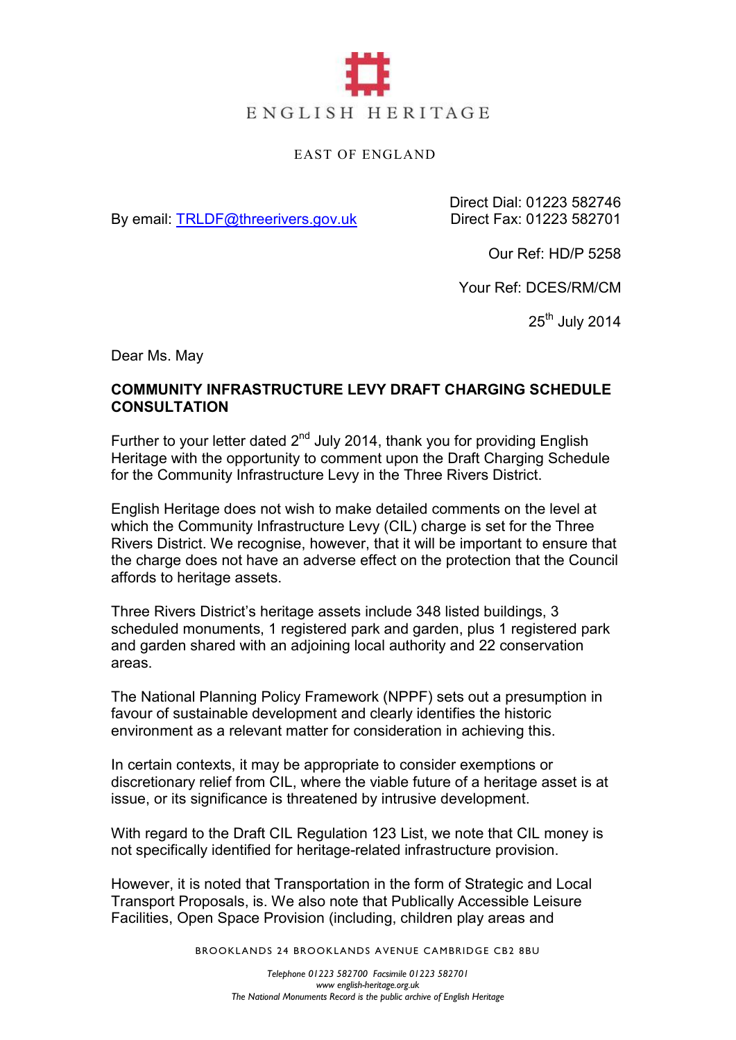ENGLISH HERITAGE

EAST OF ENGLAND

By email: TRLDF@threerivers.gov.uk

Direct Dial: 01223 582746
Direct Fax: 01223 582701

Our Ref: HD/P 5258

Your Ref: DCES/RM/CM

25th July 2014

Dear Ms. May

**COMMUNITY INFRASTRUCTURE LEVY DRAFT CHARGING SCHEDULE CONSULTATION**

Further to your letter dated 2nd July 2014, thank you for providing English Heritage with the opportunity to comment upon the Draft Charging Schedule for the Community Infrastructure Levy in the Three Rivers District.

English Heritage does not wish to make detailed comments on the level at which the Community Infrastructure Levy (CIL) charge is set for the Three Rivers District. We recognise, however, that it will be important to ensure that the charge does not have an adverse effect on the protection that the Council affords to heritage assets.

Three Rivers District's heritage assets include 348 listed buildings, 3 scheduled monuments, 1 registered park and garden, plus 1 registered park and garden shared with an adjoining local authority and 22 conservation areas.

The National Planning Policy Framework (NPPF) sets out a presumption in favour of sustainable development and clearly identifies the historic environment as a relevant matter for consideration in achieving this.

In certain contexts, it may be appropriate to consider exemptions or discretionary relief from CIL, where the viable future of a heritage asset is at issue, or its significance is threatened by intrusive development.

With regard to the Draft CIL Regulation 123 List, we note that CIL money is not specifically identified for heritage-related infrastructure provision.

However, it is noted that Transportation in the form of Strategic and Local Transport Proposals, is. We also note that Publically Accessible Leisure Facilities, Open Space Provision (including, children play areas and

BROOKLANDS 24 BROOKLANDS AVENUE CAMBRIDGE CB2 8BU

*Telephone 01223 582700 Facsimile 01223 582701*
*www english-heritage.org.uk*
*The National Monuments Record is the public archive of English Heritage*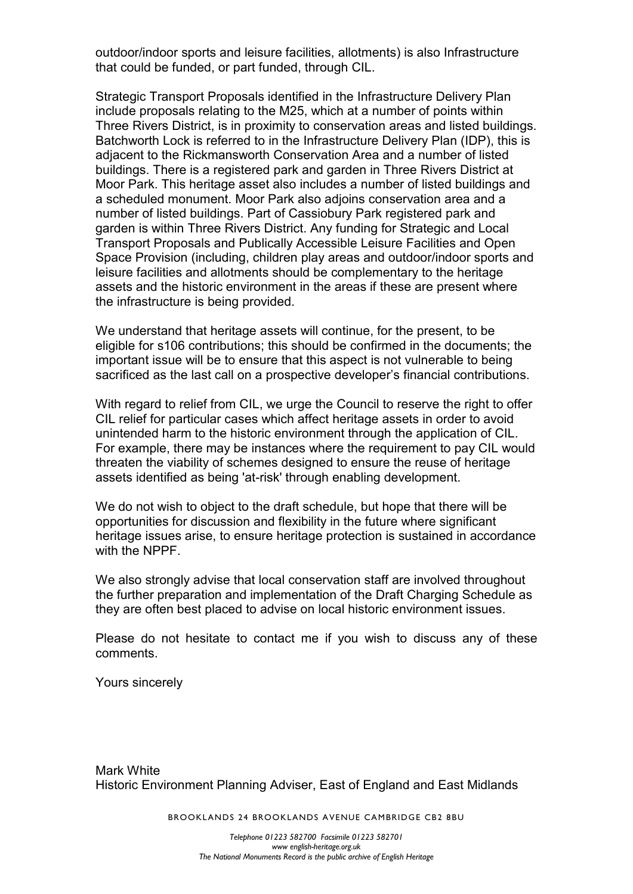outdoor/indoor sports and leisure facilities, allotments) is also Infrastructure that could be funded, or part funded, through CIL.

Strategic Transport Proposals identified in the Infrastructure Delivery Plan include proposals relating to the M25, which at a number of points within Three Rivers District, is in proximity to conservation areas and listed buildings. Batchworth Lock is referred to in the Infrastructure Delivery Plan (IDP), this is adjacent to the Rickmansworth Conservation Area and a number of listed buildings. There is a registered park and garden in Three Rivers District at Moor Park. This heritage asset also includes a number of listed buildings and a scheduled monument. Moor Park also adjoins conservation area and a number of listed buildings. Part of Cassiobury Park registered park and garden is within Three Rivers District. Any funding for Strategic and Local Transport Proposals and Publically Accessible Leisure Facilities and Open Space Provision (including, children play areas and outdoor/indoor sports and leisure facilities and allotments should be complementary to the heritage assets and the historic environment in the areas if these are present where the infrastructure is being provided.

We understand that heritage assets will continue, for the present, to be eligible for s106 contributions; this should be confirmed in the documents; the important issue will be to ensure that this aspect is not vulnerable to being sacrificed as the last call on a prospective developer's financial contributions.

With regard to relief from CIL, we urge the Council to reserve the right to offer CIL relief for particular cases which affect heritage assets in order to avoid unintended harm to the historic environment through the application of CIL. For example, there may be instances where the requirement to pay CIL would threaten the viability of schemes designed to ensure the reuse of heritage assets identified as being 'at-risk' through enabling development.

We do not wish to object to the draft schedule, but hope that there will be opportunities for discussion and flexibility in the future where significant heritage issues arise, to ensure heritage protection is sustained in accordance with the NPPF.

We also strongly advise that local conservation staff are involved throughout the further preparation and implementation of the Draft Charging Schedule as they are often best placed to advise on local historic environment issues.

Please do not hesitate to contact me if you wish to discuss any of these comments.

Yours sincerely

Mark White
Historic Environment Planning Adviser, East of England and East Midlands

BROOKLANDS 24 BROOKLANDS AVENUE CAMBRIDGE CB2 8BU

*Telephone 01223 582700 Facsimile 01223 582701*
*www english-heritage.org.uk*
*The National Monuments Record is the public archive of English Heritage*